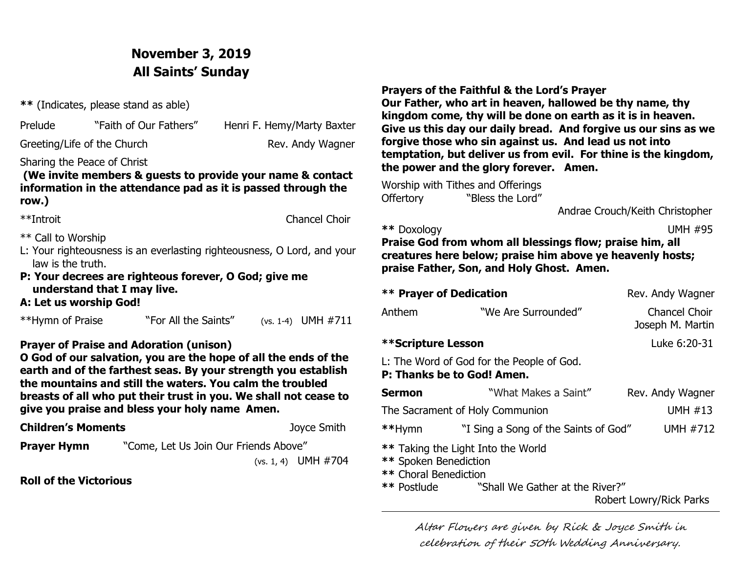# November 3, 2019
# All Saints' Sunday

**** (Indicates, please stand as able)

Prelude "Faith of Our Fathers" Henri F. Hemy/Marty Baxter

Greeting/Life of the Church Rev. Andy Wagner

Sharing the Peace of Christ

**(We invite members & guests to provide your name & contact information in the attendance pad as it is passed through the row.)**

**Introit Chancel Choir

** Call to Worship

L: Your righteousness is an everlasting righteousness, O Lord, and your law is the truth.

**P: Your decrees are righteous forever, O God; give me understand that I may live.**

**A: Let us worship God!**

**Hymn of Praise "For All the Saints" (vs. 1-4) UMH #711

**Prayer of Praise and Adoration (unison)**

**O God of our salvation, you are the hope of all the ends of the earth and of the farthest seas. By your strength you establish the mountains and still the waters. You calm the troubled breasts of all who put their trust in you. We shall not cease to give you praise and bless your holy name Amen.**

**Children's Moments** Joyce Smith

**Prayer Hymn** "Come, Let Us Join Our Friends Above" (vs. 1, 4) UMH #704

**Roll of the Victorious**

**Prayers of the Faithful & the Lord's Prayer**

**Our Father, who art in heaven, hallowed be thy name, thy kingdom come, thy will be done on earth as it is in heaven. Give us this day our daily bread. And forgive us our sins as we forgive those who sin against us. And lead us not into temptation, but deliver us from evil. For thine is the kingdom, the power and the glory forever. Amen.**

Worship with Tithes and Offerings

Offertory "Bless the Lord" Andrae Crouch/Keith Christopher

**** Doxology UMH #95

**Praise God from whom all blessings flow; praise him, all creatures here below; praise him above ye heavenly hosts; praise Father, Son, and Holy Ghost. Amen.**

**** Prayer of Dedication** Rev. Andy Wagner

Anthem "We Are Surrounded" Chancel Choir, Joseph M. Martin

****Scripture Lesson** Luke 6:20-31

L: The Word of God for the People of God.

**P: Thanks be to God! Amen.**

**Sermon** "What Makes a Saint" Rev. Andy Wagner

The Sacrament of Holy Communion UMH #13

**Hymn "I Sing a Song of the Saints of God" UMH #712

** Taking the Light Into the World

** Spoken Benediction

** Choral Benediction

** Postlude "Shall We Gather at the River?" Robert Lowry/Rick Parks

---

*Altar Flowers are given by Rick & Joyce Smith in celebration of their 50th Wedding Anniversary.*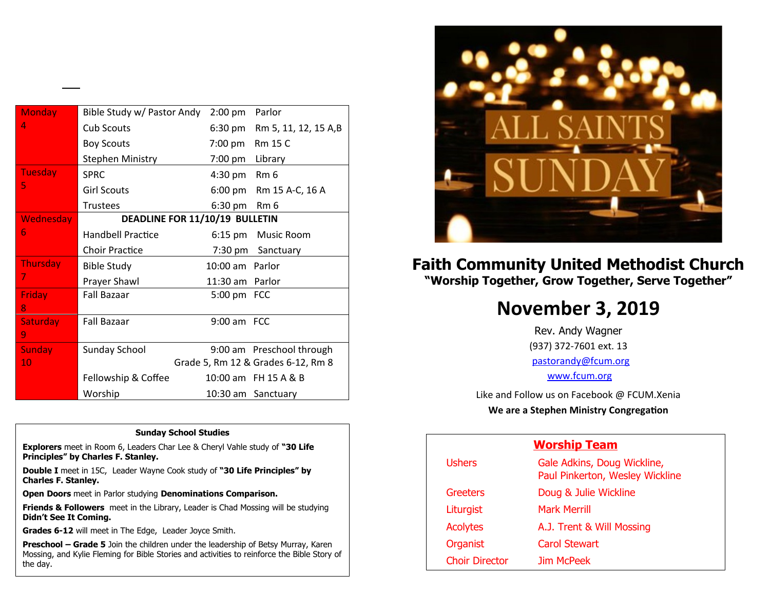| Day | Event | Time | Location |
|---|---|---|---|
| Monday 4 | Bible Study w/ Pastor Andy | 2:00 pm | Parlor |
| | Cub Scouts | 6:30 pm | Rm 5, 11, 12, 15 A,B |
| | Boy Scouts | 7:00 pm | Rm 15 C |
| | Stephen Ministry | 7:00 pm | Library |
| Tuesday 5 | SPRC | 4:30 pm | Rm 6 |
| | Girl Scouts | 6:00 pm | Rm 15 A-C, 16 A |
| | Trustees | 6:30 pm | Rm 6 |
| Wednesday 6 | **DEADLINE FOR 11/10/19 BULLETIN** | | |
| | Handbell Practice | 6:15 pm | Music Room |
| | Choir Practice | 7:30 pm | Sanctuary |
| Thursday 7 | Bible Study | 10:00 am | Parlor |
| | Prayer Shawl | 11:30 am | Parlor |
| Friday 8 | Fall Bazaar | 5:00 pm | FCC |
| Saturday 9 | Fall Bazaar | 9:00 am | FCC |
| Sunday 10 | Sunday School | 9:00 am | Preschool through Grade 5, Rm 12 & Grades 6-12, Rm 8 |
| | Fellowship & Coffee | 10:00 am | FH 15 A & B |
| | Worship | 10:30 am | Sanctuary |

**Sunday School Studies**

**Explorers** meet in Room 6, Leaders Char Lee & Cheryl Vahle study of **"30 Life Principles" by Charles F. Stanley.**

**Double I** meet in 15C, Leader Wayne Cook study of **"30 Life Principles" by Charles F. Stanley.**

**Open Doors** meet in Parlor studying **Denominations Comparison.**

**Friends & Followers** meet in the Library, Leader is Chad Mossing will be studying **Didn't See It Coming.**

**Grades 6-12** will meet in The Edge, Leader Joyce Smith.

**Preschool – Grade 5** Join the children under the leadership of Betsy Murray, Karen Mossing, and Kylie Fleming for Bible Stories and activities to reinforce the Bible Story of the day.

ALL SAINTS SUNDAY

# Faith Community United Methodist Church

**"Worship Together, Grow Together, Serve Together"**

## November 3, 2019

Rev. Andy Wagner

(937) 372-7601 ext. 13

pastorandy@fcum.org

www.fcum.org

Like and Follow us on Facebook @ FCUM.Xenia

**We are a Stephen Ministry Congregation**

**Worship Team**

| Role | Name |
|---|---|
| Ushers | Gale Adkins, Doug Wickline, Paul Pinkerton, Wesley Wickline |
| Greeters | Doug & Julie Wickline |
| Liturgist | Mark Merrill |
| Acolytes | A.J. Trent & Will Mossing |
| Organist | Carol Stewart |
| Choir Director | Jim McPeek |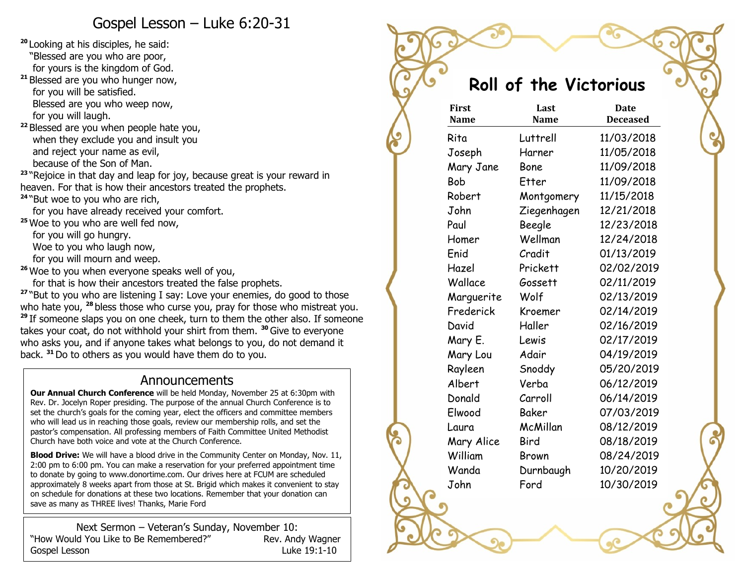## Gospel Lesson – Luke 6:20-31

[20] Looking at his disciples, he said:
"Blessed are you who are poor,
for yours is the kingdom of God.
[21] Blessed are you who hunger now,
for you will be satisfied.
Blessed are you who weep now,
for you will laugh.
[22] Blessed are you when people hate you,
when they exclude you and insult you
and reject your name as evil,
because of the Son of Man.
[23] "Rejoice in that day and leap for joy, because great is your reward in heaven. For that is how their ancestors treated the prophets.
[24] "But woe to you who are rich,
for you have already received your comfort.
[25] Woe to you who are well fed now,
for you will go hungry.
Woe to you who laugh now,
for you will mourn and weep.
[26] Woe to you when everyone speaks well of you,
for that is how their ancestors treated the false prophets.
[27] "But to you who are listening I say: Love your enemies, do good to those who hate you, [28] bless those who curse you, pray for those who mistreat you. [29] If someone slaps you on one cheek, turn to them the other also. If someone takes your coat, do not withhold your shirt from them. [30] Give to everyone who asks you, and if anyone takes what belongs to you, do not demand it back. [31] Do to others as you would have them do to you.

## Announcements

**Our Annual Church Conference** will be held Monday, November 25 at 6:30pm with Rev. Dr. Jocelyn Roper presiding. The purpose of the annual Church Conference is to set the church's goals for the coming year, elect the officers and committee members who will lead us in reaching those goals, review our membership rolls, and set the pastor's compensation. All professing members of Faith Committee United Methodist Church have both voice and vote at the Church Conference.

**Blood Drive:** We will have a blood drive in the Community Center on Monday, Nov. 11, 2:00 pm to 6:00 pm. You can make a reservation for your preferred appointment time to donate by going to www.donortime.com. Our drives here at FCUM are scheduled approximately 8 weeks apart from those at St. Brigid which makes it convenient to stay on schedule for donations at these two locations. Remember that your donation can save as many as THREE lives! Thanks, Marie Ford

Next Sermon – Veteran's Sunday, November 10:
"How Would You Like to Be Remembered?" Rev. Andy Wagner
Gospel Lesson Luke 19:1-10

## Roll of the Victorious

| First Name | Last Name | Date Deceased |
|---|---|---|
| Rita | Luttrell | 11/03/2018 |
| Joseph | Harner | 11/05/2018 |
| Mary Jane | Bone | 11/09/2018 |
| Bob | Etter | 11/09/2018 |
| Robert | Montgomery | 11/15/2018 |
| John | Ziegenhagen | 12/21/2018 |
| Paul | Beegle | 12/23/2018 |
| Homer | Wellman | 12/24/2018 |
| Enid | Cradit | 01/13/2019 |
| Hazel | Prickett | 02/02/2019 |
| Wallace | Gossett | 02/11/2019 |
| Marguerite | Wolf | 02/13/2019 |
| Frederick | Kroemer | 02/14/2019 |
| David | Haller | 02/16/2019 |
| Mary E. | Lewis | 02/17/2019 |
| Mary Lou | Adair | 04/19/2019 |
| Rayleen | Snoddy | 05/20/2019 |
| Albert | Verba | 06/12/2019 |
| Donald | Carroll | 06/14/2019 |
| Elwood | Baker | 07/03/2019 |
| Laura | McMillan | 08/12/2019 |
| Mary Alice | Bird | 08/18/2019 |
| William | Brown | 08/24/2019 |
| Wanda | Durnbaugh | 10/20/2019 |
| John | Ford | 10/30/2019 |